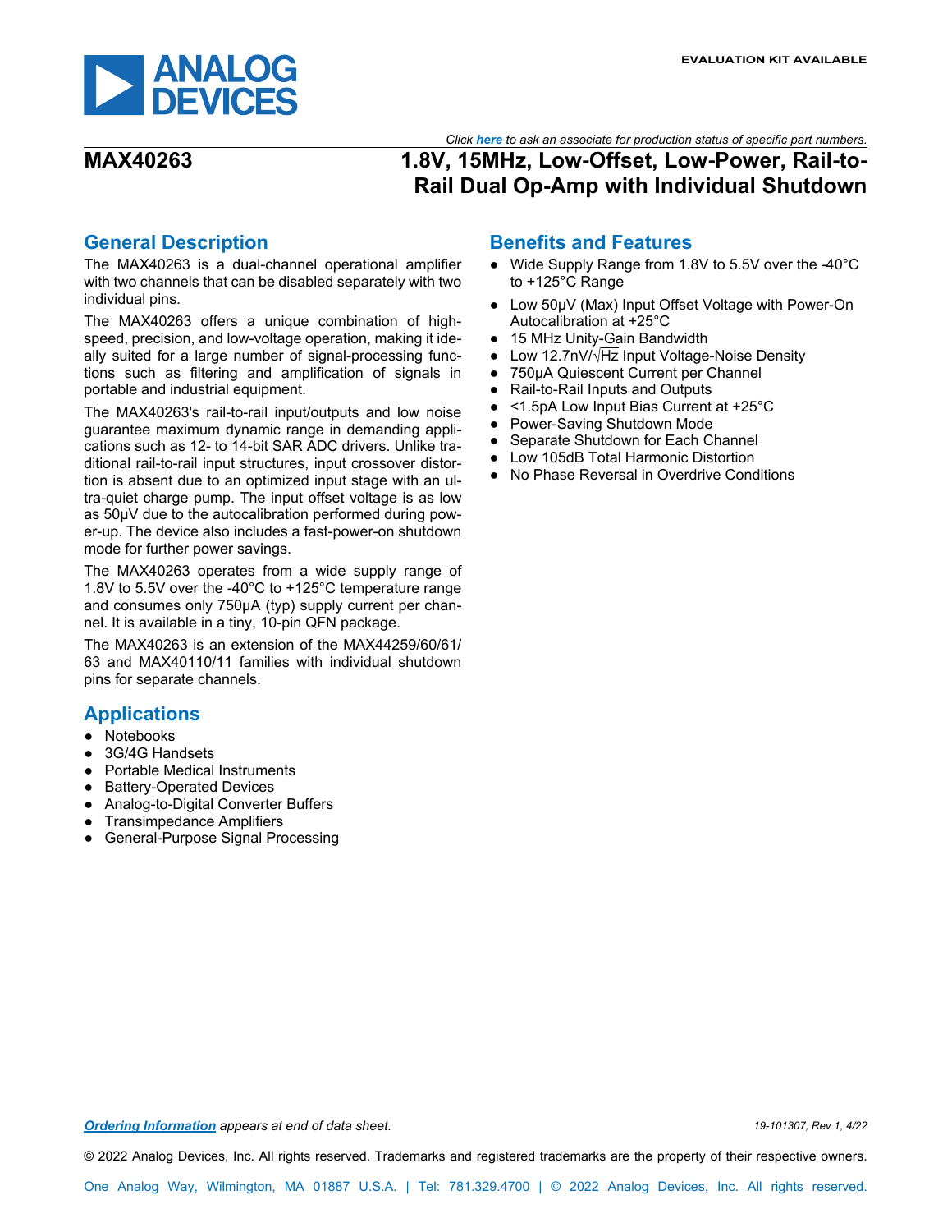EVALUATION KIT AVAILABLE

*Click **here** to ask an associate for production status of specific part numbers.*

# MAX40263

# 1.8V, 15MHz, Low-Offset, Low-Power, Rail-to-Rail Dual Op-Amp with Individual Shutdown

## General Description

The MAX40263 is a dual-channel operational amplifier with two channels that can be disabled separately with two individual pins.

The MAX40263 offers a unique combination of high-speed, precision, and low-voltage operation, making it ideally suited for a large number of signal-processing functions such as filtering and amplification of signals in portable and industrial equipment.

The MAX40263's rail-to-rail input/outputs and low noise guarantee maximum dynamic range in demanding applications such as 12- to 14-bit SAR ADC drivers. Unlike traditional rail-to-rail input structures, input crossover distortion is absent due to an optimized input stage with an ultra-quiet charge pump. The input offset voltage is as low as 50µV due to the autocalibration performed during power-up. The device also includes a fast-power-on shutdown mode for further power savings.

The MAX40263 operates from a wide supply range of 1.8V to 5.5V over the -40°C to +125°C temperature range and consumes only 750µA (typ) supply current per channel. It is available in a tiny, 10-pin QFN package.

The MAX40263 is an extension of the MAX44259/60/61/63 and MAX40110/11 families with individual shutdown pins for separate channels.

## Applications

- Notebooks
- 3G/4G Handsets
- Portable Medical Instruments
- Battery-Operated Devices
- Analog-to-Digital Converter Buffers
- Transimpedance Amplifiers
- General-Purpose Signal Processing

## Benefits and Features

- Wide Supply Range from 1.8V to 5.5V over the -40°C to +125°C Range
- Low 50µV (Max) Input Offset Voltage with Power-On Autocalibration at +25°C
- 15 MHz Unity-Gain Bandwidth
- Low 12.7nV/$\sqrt{Hz}$ Input Voltage-Noise Density
- 750µA Quiescent Current per Channel
- Rail-to-Rail Inputs and Outputs
- <1.5pA Low Input Bias Current at +25°C
- Power-Saving Shutdown Mode
- Separate Shutdown for Each Channel
- Low 105dB Total Harmonic Distortion
- No Phase Reversal in Overdrive Conditions

***Ordering Information*** *appears at end of data sheet.*

*19-101307, Rev 1, 4/22*

© 2022 Analog Devices, Inc. All rights reserved. Trademarks and registered trademarks are the property of their respective owners.

One Analog Way, Wilmington, MA 01887 U.S.A. | Tel: 781.329.4700 | © 2022 Analog Devices, Inc. All rights reserved.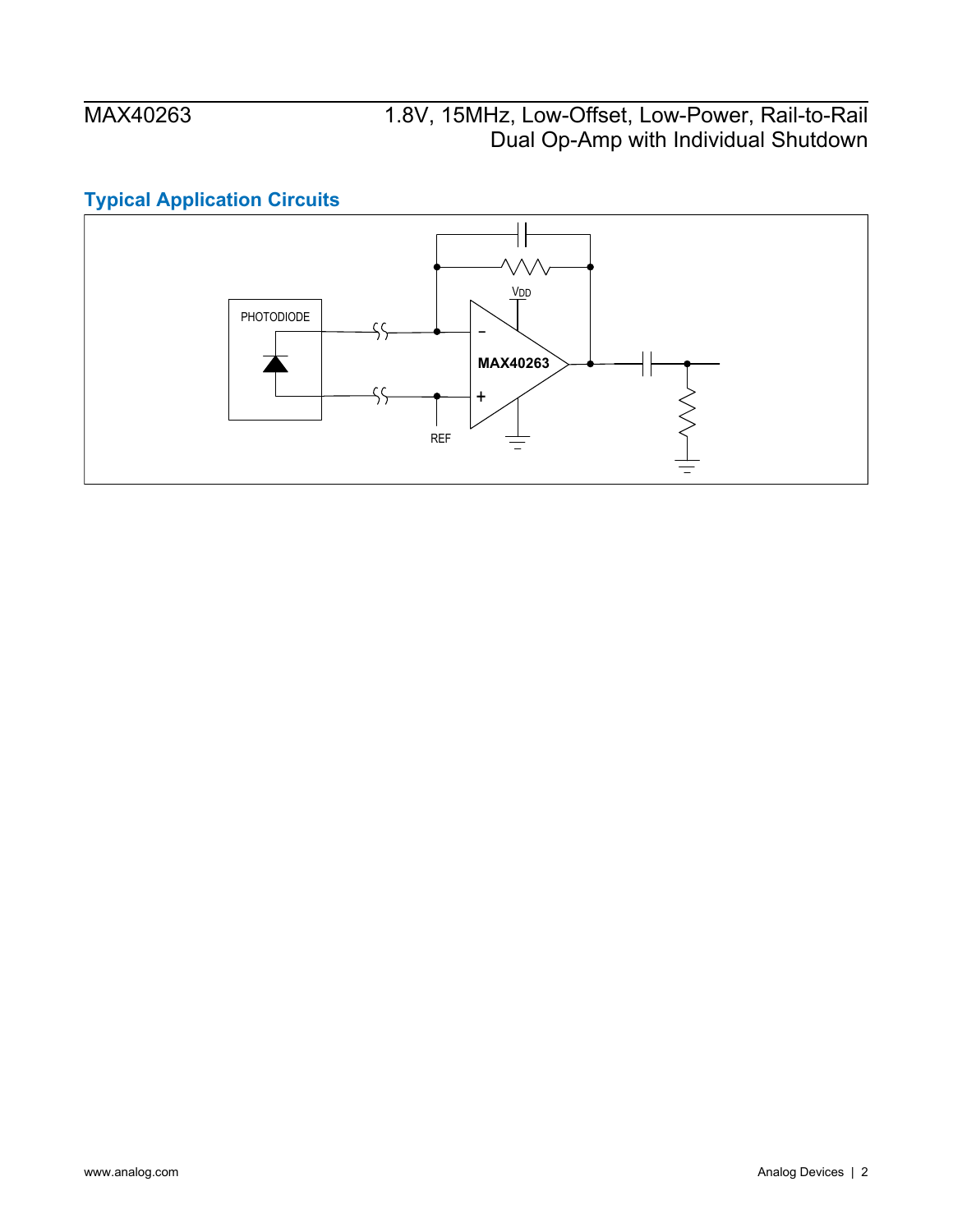## Typical Application Circuits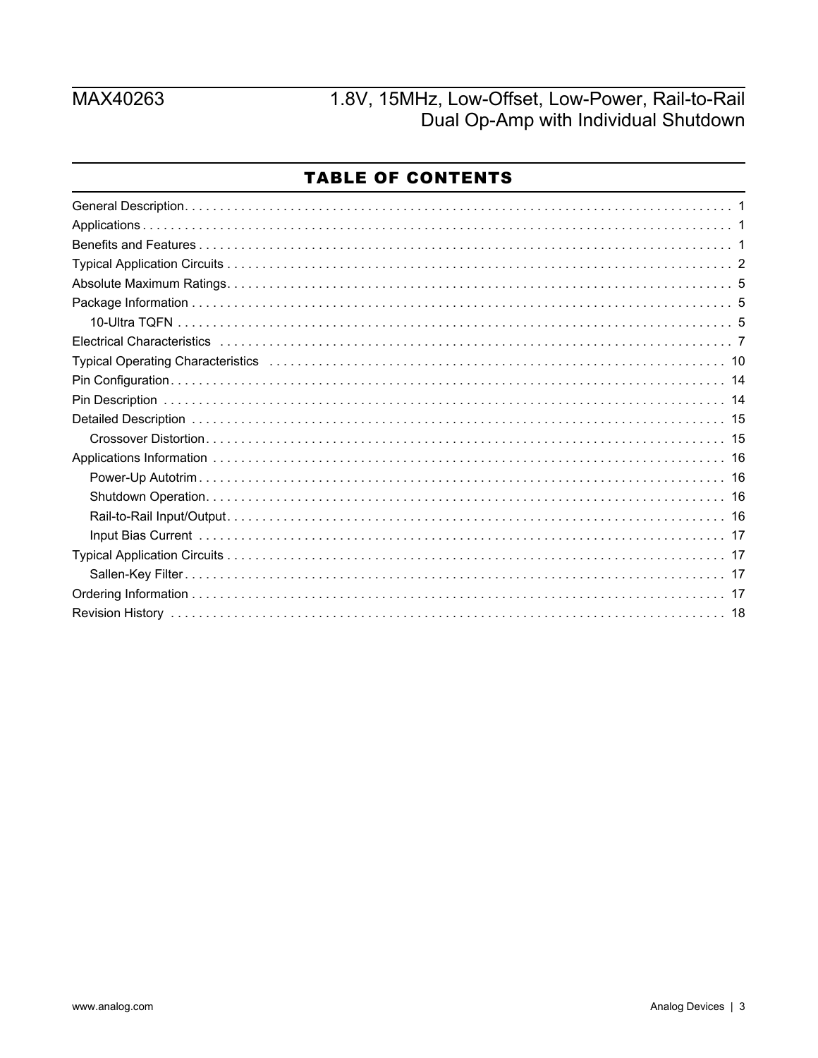## TABLE OF CONTENTS

- General Description . . . . . 1
- Applications . . . . . 1
- Benefits and Features . . . . . 1
- Typical Application Circuits . . . . . 2
- Absolute Maximum Ratings . . . . . 5
- Package Information . . . . . 5
  - 10-Ultra TQFN . . . . . 5
- Electrical Characteristics . . . . . 7
- Typical Operating Characteristics . . . . . 10
- Pin Configuration . . . . . 14
- Pin Description . . . . . 14
- Detailed Description . . . . . 15
  - Crossover Distortion . . . . . 15
- Applications Information . . . . . 16
  - Power-Up Autotrim . . . . . 16
  - Shutdown Operation . . . . . 16
  - Rail-to-Rail Input/Output . . . . . 16
  - Input Bias Current . . . . . 17
- Typical Application Circuits . . . . . 17
  - Sallen-Key Filter . . . . . 17
- Ordering Information . . . . . 17
- Revision History . . . . . 18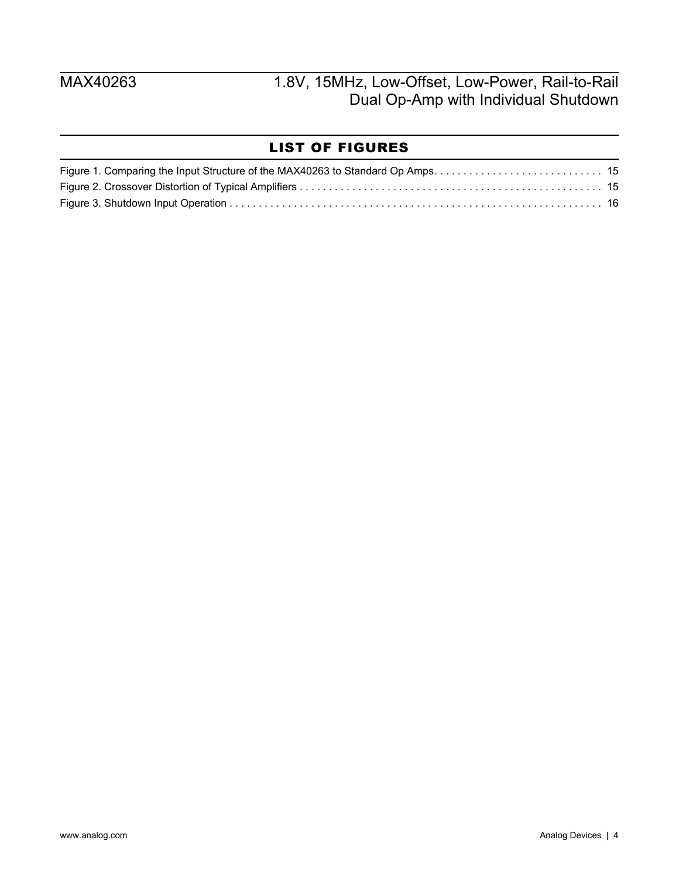## LIST OF FIGURES

Figure 1. Comparing the Input Structure of the MAX40263 to Standard Op Amps . . . . . . . . . . . . . . . . . . . . . . . . . . . . . 15
Figure 2. Crossover Distortion of Typical Amplifiers . . . . . . . . . . . . . . . . . . . . . . . . . . . . . . . . . . . . . . . . . . . . . . . . . . . . 15
Figure 3. Shutdown Input Operation . . . . . . . . . . . . . . . . . . . . . . . . . . . . . . . . . . . . . . . . . . . . . . . . . . . . . . . . . . . . . . . . . 16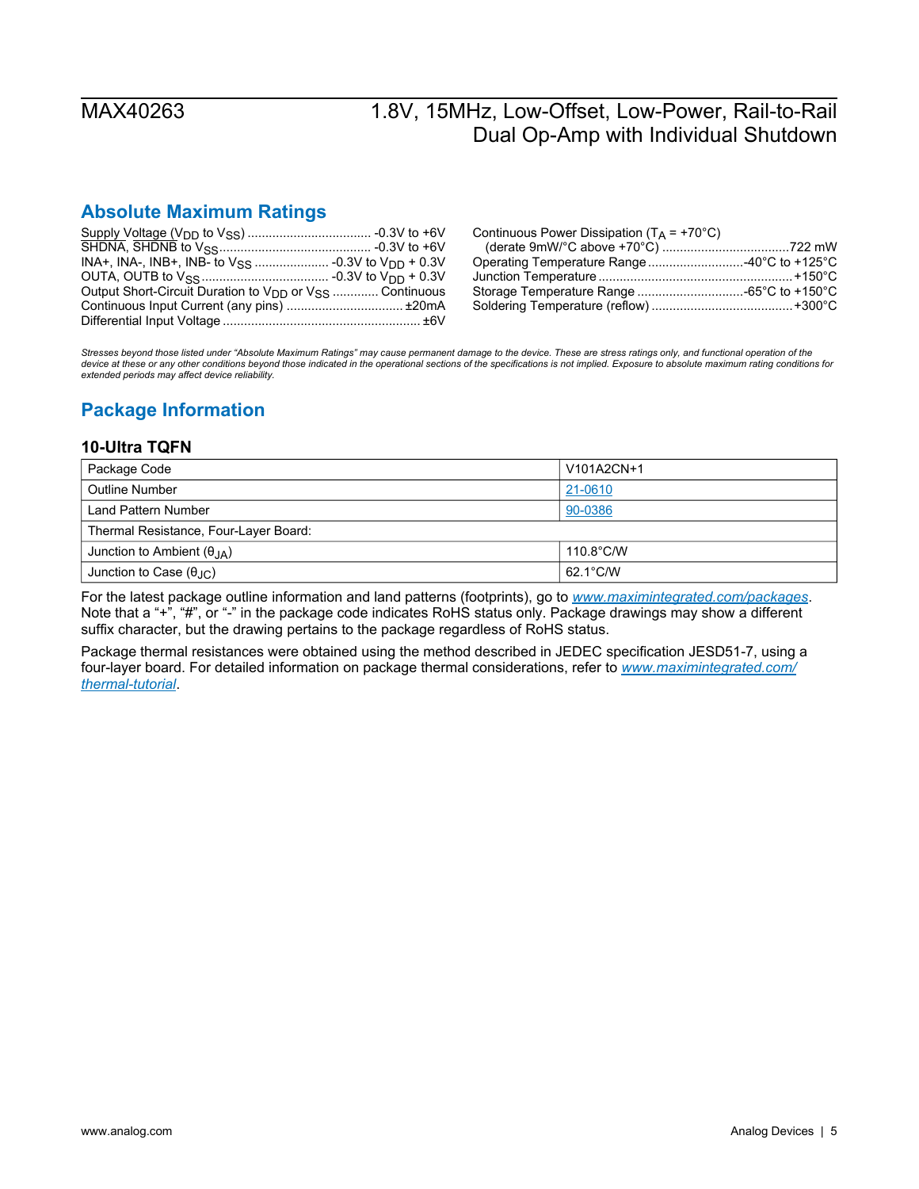## Absolute Maximum Ratings

Supply Voltage ($V_{DD}$ to $V_{SS}$) .................................. -0.3V to +6V
SHDNA, SHDNB to $V_{SS}$ .......................................... -0.3V to +6V
INA+, INA-, INB+, INB- to $V_{SS}$ .................... -0.3V to $V_{DD}$ + 0.3V
OUTA, OUTB to $V_{SS}$ .................................... -0.3V to $V_{DD}$ + 0.3V
Output Short-Circuit Duration to $V_{DD}$ or $V_{SS}$ ............ Continuous
Continuous Input Current (any pins) ................................ ±20mA
Differential Input Voltage ...................................................... ±6V

Continuous Power Dissipation ($T_A$ = +70°C)
(derate 9mW/°C above +70°C) ....................................722 mW
Operating Temperature Range ...........................-40°C to +125°C
Junction Temperature ......................................................+150°C
Storage Temperature Range ..............................-65°C to +150°C
Soldering Temperature (reflow) .......................................+300°C

*Stresses beyond those listed under "Absolute Maximum Ratings" may cause permanent damage to the device. These are stress ratings only, and functional operation of the device at these or any other conditions beyond those indicated in the operational sections of the specifications is not implied. Exposure to absolute maximum rating conditions for extended periods may affect device reliability.*

## Package Information

### 10-Ultra TQFN

| Package Code | V101A2CN+1 |
|---|---|
| Outline Number | 21-0610 |
| Land Pattern Number | 90-0386 |
| Thermal Resistance, Four-Layer Board: | |
| Junction to Ambient ($\theta_{JA}$) | 110.8°C/W |
| Junction to Case ($\theta_{JC}$) | 62.1°C/W |

For the latest package outline information and land patterns (footprints), go to *www.maximintegrated.com/packages*. Note that a "+", "#", or "-" in the package code indicates RoHS status only. Package drawings may show a different suffix character, but the drawing pertains to the package regardless of RoHS status.

Package thermal resistances were obtained using the method described in JEDEC specification JESD51-7, using a four-layer board. For detailed information on package thermal considerations, refer to *www.maximintegrated.com/thermal-tutorial*.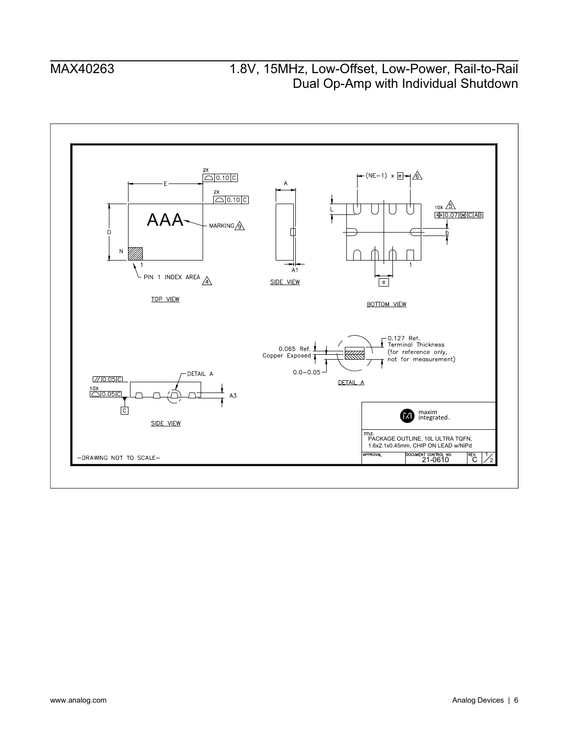TOP VIEW

E

D

N

1

AAA

MARKING 9

PIN 1 INDEX AREA 4

2X 0.10 C

2X 0.10 C

SIDE VIEW

A

A1

BOTTOM VIEW

(NE−1) x e 6

L

10X 5 0.07 M C AB

b

1

e

DETAIL A

0.065 Ref. Copper Exposed

0.0−0.05

0.127 Ref. Terminal Thickness (for reference only, not for measurement)

SIDE VIEW

// 0.05 C

10X 0.05 C

C

DETAIL A

A3

maxim integrated.

TITLE: PACKAGE OUTLINE, 10L ULTRA TQFN, 1.6x2.1x0.45mm, CHIP ON LEAD w/NiPd

| APPROVAL | DOCUMENT CONTROL NO. | REV. | |
|---|---|---|---|
| | 21-0610 | C | 1/2 |

−DRAWING NOT TO SCALE−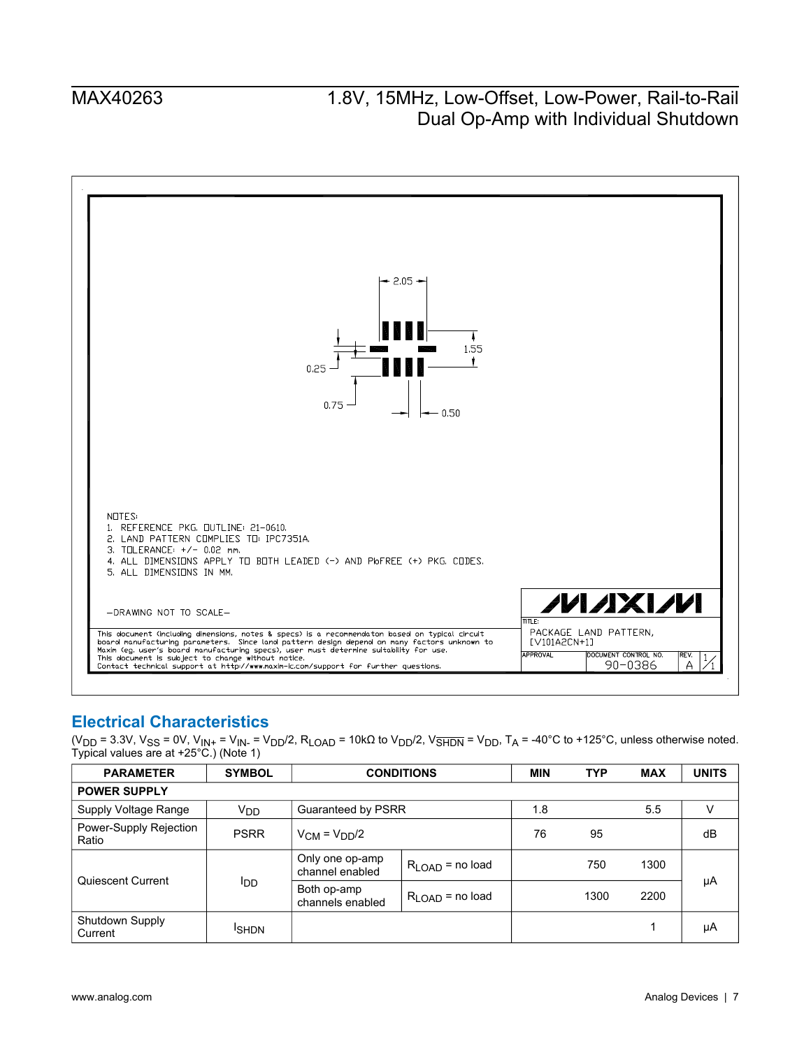2.05

1.55

0.25

0.75

0.50

NOTES:
1. REFERENCE PKG. OUTLINE: 21-0610.
2. LAND PATTERN COMPLIES TO: IPC7351A.
3. TOLERANCE: +/- 0.02 mm.
4. ALL DIMENSIONS APPLY TO BOTH LEADED (-) AND PbFREE (+) PKG. CODES.
5. ALL DIMENSIONS IN MM.

-DRAWING NOT TO SCALE-

This document (including dimensions, notes & specs) is a recommendaton based on typical circuit board manufacturing parameters. Since land pattern design depend on many factors unknown to Maxim (eg. user's board manufacturing specs), user must determine suitability for use. This document is subject to change without notice. Contact technical support at http://www.maxim-ic.com/support for further questions.

MAXIM

TITLE: PACKAGE LAND PATTERN, [V101A2CN+1]

APPROVAL | DOCUMENT CONTROL NO. 90-0386 | REV. A | 1/1

## Electrical Characteristics

($V_{DD}$ = 3.3V, $V_{SS}$ = 0V, $V_{IN+}$ = $V_{IN-}$ = $V_{DD}$/2, $R_{LOAD}$ = 10kΩ to $V_{DD}$/2, $V_{\overline{SHDN}}$ = $V_{DD}$, $T_A$ = -40°C to +125°C, unless otherwise noted. Typical values are at +25°C.) (Note 1)

| PARAMETER | SYMBOL | CONDITIONS | | MIN | TYP | MAX | UNITS |
|---|---|---|---|---|---|---|---|
| **POWER SUPPLY** | | | | | | | |
| Supply Voltage Range | $V_{DD}$ | Guaranteed by PSRR | | 1.8 | | 5.5 | V |
| Power-Supply Rejection Ratio | PSRR | $V_{CM}$ = $V_{DD}$/2 | | 76 | 95 | | dB |
| Quiescent Current | $I_{DD}$ | Only one op-amp channel enabled | $R_{LOAD}$ = no load | | 750 | 1300 | µA |
| | | Both op-amp channels enabled | $R_{LOAD}$ = no load | | 1300 | 2200 | |
| Shutdown Supply Current | $I_{SHDN}$ | | | | | 1 | µA |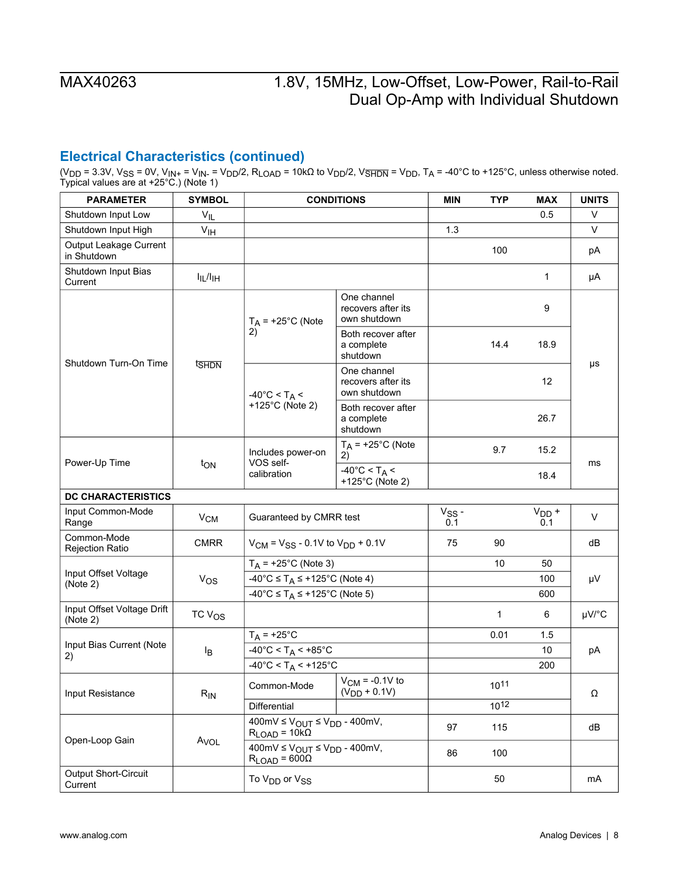## Electrical Characteristics (continued)

($V_{DD}$ = 3.3V, $V_{SS}$ = 0V, $V_{IN+}$ = $V_{IN-}$ = $V_{DD}$/2, $R_{LOAD}$ = 10kΩ to $V_{DD}$/2, $V_{\overline{SHDN}}$ = $V_{DD}$, $T_A$ = -40°C to +125°C, unless otherwise noted. Typical values are at +25°C.) (Note 1)

| PARAMETER | SYMBOL | CONDITIONS | | MIN | TYP | MAX | UNITS |
|---|---|---|---|---|---|---|---|
| Shutdown Input Low | $V_{IL}$ | | | | | 0.5 | V |
| Shutdown Input High | $V_{IH}$ | | | 1.3 | | | V |
| Output Leakage Current in Shutdown | | | | | 100 | | pA |
| Shutdown Input Bias Current | $I_{IL}/I_{IH}$ | | | | | 1 | µA |
| Shutdown Turn-On Time | $t_{\overline{SHDN}}$ | $T_A$ = +25°C (Note 2) | One channel recovers after its own shutdown | | | 9 | µs |
| | | | Both recover after a complete shutdown | | 14.4 | 18.9 | |
| | | -40°C < $T_A$ < +125°C (Note 2) | One channel recovers after its own shutdown | | | 12 | |
| | | | Both recover after a complete shutdown | | | 26.7 | |
| Power-Up Time | $t_{ON}$ | Includes power-on VOS self-calibration | $T_A$ = +25°C (Note 2) | | 9.7 | 15.2 | ms |
| | | | -40°C < $T_A$ < +125°C (Note 2) | | | 18.4 | |
| **DC CHARACTERISTICS** | | | | | | | |
| Input Common-Mode Range | $V_{CM}$ | Guaranteed by CMRR test | | $V_{SS}$ - 0.1 | | $V_{DD}$ + 0.1 | V |
| Common-Mode Rejection Ratio | CMRR | $V_{CM}$ = $V_{SS}$ - 0.1V to $V_{DD}$ + 0.1V | | 75 | 90 | | dB |
| Input Offset Voltage (Note 2) | $V_{OS}$ | $T_A$ = +25°C (Note 3) | | | 10 | 50 | µV |
| | | -40°C ≤ $T_A$ ≤ +125°C (Note 4) | | | | 100 | |
| | | -40°C ≤ $T_A$ ≤ +125°C (Note 5) | | | | 600 | |
| Input Offset Voltage Drift (Note 2) | TC $V_{OS}$ | | | | 1 | 6 | µV/°C |
| Input Bias Current (Note 2) | $I_B$ | $T_A$ = +25°C | | | 0.01 | 1.5 | pA |
| | | -40°C < $T_A$ < +85°C | | | | 10 | |
| | | -40°C < $T_A$ < +125°C | | | | 200 | |
| Input Resistance | $R_{IN}$ | Common-Mode | $V_{CM}$ = -0.1V to ($V_{DD}$ + 0.1V) | | $10^{11}$ | | Ω |
| | | Differential | | | $10^{12}$ | | |
| Open-Loop Gain | $A_{VOL}$ | 400mV ≤ $V_{OUT}$ ≤ $V_{DD}$ - 400mV, $R_{LOAD}$ = 10kΩ | | 97 | 115 | | dB |
| | | 400mV ≤ $V_{OUT}$ ≤ $V_{DD}$ - 400mV, $R_{LOAD}$ = 600Ω | | 86 | 100 | | |
| Output Short-Circuit Current | | To $V_{DD}$ or $V_{SS}$ | | | 50 | | mA |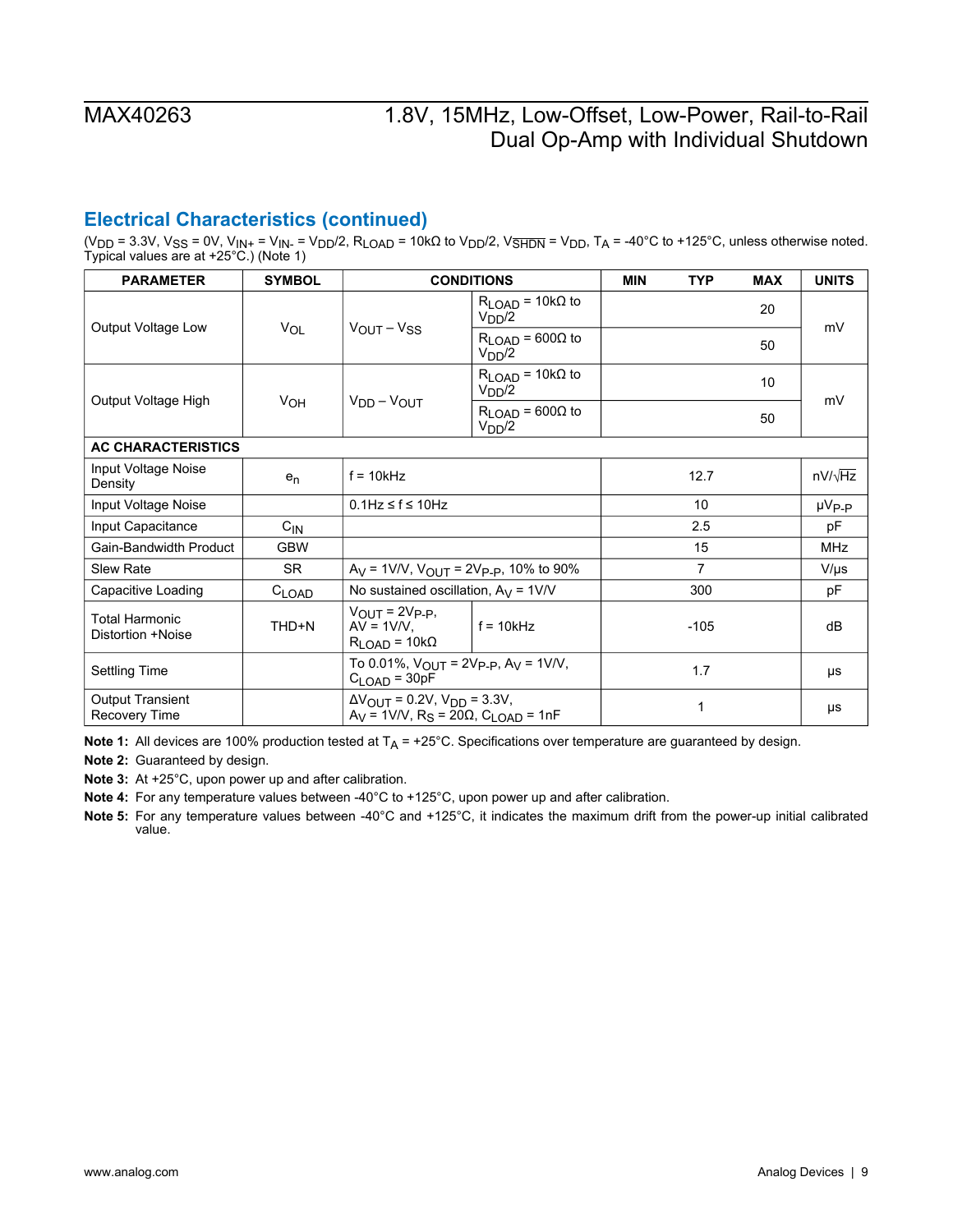## Electrical Characteristics (continued)

($V_{DD}$ = 3.3V, $V_{SS}$ = 0V, $V_{IN+}$ = $V_{IN-}$ = $V_{DD}/2$, $R_{LOAD}$ = 10kΩ to $V_{DD}/2$, $V_{\overline{SHDN}}$ = $V_{DD}$, $T_A$ = -40°C to +125°C, unless otherwise noted. Typical values are at +25°C.) (Note 1)

| PARAMETER | SYMBOL | CONDITIONS | | MIN | TYP | MAX | UNITS |
|---|---|---|---|---|---|---|---|
| Output Voltage Low | $V_{OL}$ | $V_{OUT} - V_{SS}$ | $R_{LOAD}$ = 10kΩ to $V_{DD}/2$ | | | 20 | mV |
| | | | $R_{LOAD}$ = 600Ω to $V_{DD}/2$ | | | 50 | |
| Output Voltage High | $V_{OH}$ | $V_{DD} - V_{OUT}$ | $R_{LOAD}$ = 10kΩ to $V_{DD}/2$ | | | 10 | mV |
| | | | $R_{LOAD}$ = 600Ω to $V_{DD}/2$ | | | 50 | |
| **AC CHARACTERISTICS** | | | | | | | |
| Input Voltage Noise Density | $e_n$ | f = 10kHz | | | 12.7 | | nV/√Hz |
| Input Voltage Noise | | 0.1Hz ≤ f ≤ 10Hz | | | 10 | | $\mu V_{P-P}$ |
| Input Capacitance | $C_{IN}$ | | | | 2.5 | | pF |
| Gain-Bandwidth Product | GBW | | | | 15 | | MHz |
| Slew Rate | SR | $A_V$ = 1V/V, $V_{OUT}$ = $2V_{P-P}$, 10% to 90% | | | 7 | | V/µs |
| Capacitive Loading | $C_{LOAD}$ | No sustained oscillation, $A_V$ = 1V/V | | | 300 | | pF |
| Total Harmonic Distortion +Noise | THD+N | $V_{OUT}$ = $2V_{P-P}$, AV = 1V/V, $R_{LOAD}$ = 10kΩ | f = 10kHz | | -105 | | dB |
| Settling Time | | To 0.01%, $V_{OUT}$ = $2V_{P-P}$, $A_V$ = 1V/V, $C_{LOAD}$ = 30pF | | | 1.7 | | µs |
| Output Transient Recovery Time | | $\Delta V_{OUT}$ = 0.2V, $V_{DD}$ = 3.3V, $A_V$ = 1V/V, $R_S$ = 20Ω, $C_{LOAD}$ = 1nF | | | 1 | | µs |

**Note 1:** All devices are 100% production tested at $T_A$ = +25°C. Specifications over temperature are guaranteed by design.

**Note 2:** Guaranteed by design.

**Note 3:** At +25°C, upon power up and after calibration.

**Note 4:** For any temperature values between -40°C to +125°C, upon power up and after calibration.

**Note 5:** For any temperature values between -40°C and +125°C, it indicates the maximum drift from the power-up initial calibrated value.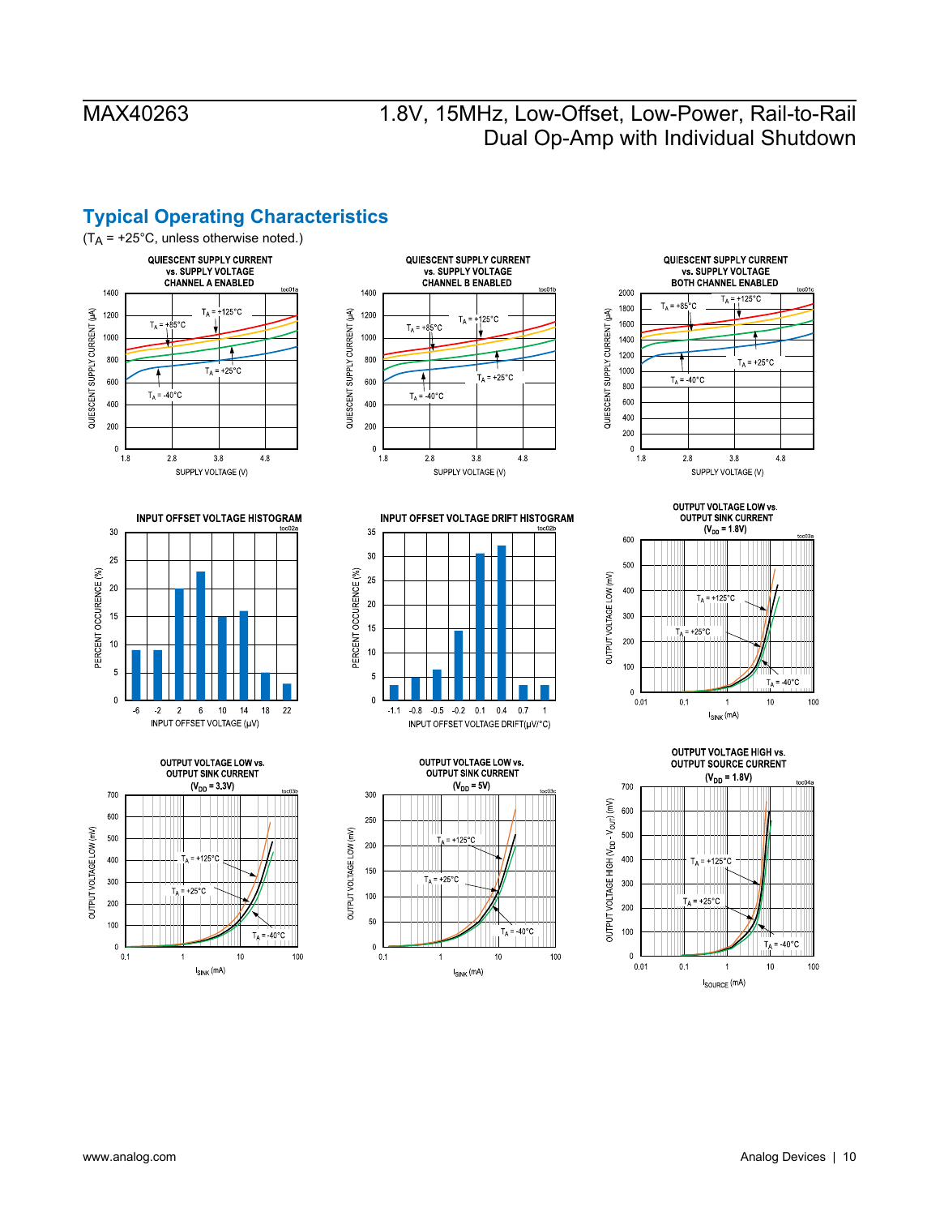## Typical Operating Characteristics

($T_A$ = +25°C, unless otherwise noted.)

**QUIESCENT SUPPLY CURRENT vs. SUPPLY VOLTAGE CHANNEL A ENABLED** (toc01a)

**QUIESCENT SUPPLY CURRENT vs. SUPPLY VOLTAGE CHANNEL B ENABLED** (toc01b)

**QUIESCENT SUPPLY CURRENT vs. SUPPLY VOLTAGE BOTH CHANNEL ENABLED** (toc01c)

**INPUT OFFSET VOLTAGE HISTOGRAM** (toc02a)

**INPUT OFFSET VOLTAGE DRIFT HISTOGRAM** (toc02b)

**OUTPUT VOLTAGE LOW vs. OUTPUT SINK CURRENT ($V_{DD}$ = 1.8V)** (toc03a)

**OUTPUT VOLTAGE LOW vs. OUTPUT SINK CURRENT ($V_{DD}$ = 3.3V)** (toc03b)

**OUTPUT VOLTAGE LOW vs. OUTPUT SINK CURRENT ($V_{DD}$ = 5V)** (toc03c)

**OUTPUT VOLTAGE HIGH vs. OUTPUT SOURCE CURRENT ($V_{DD}$ = 1.8V)** (toc04a)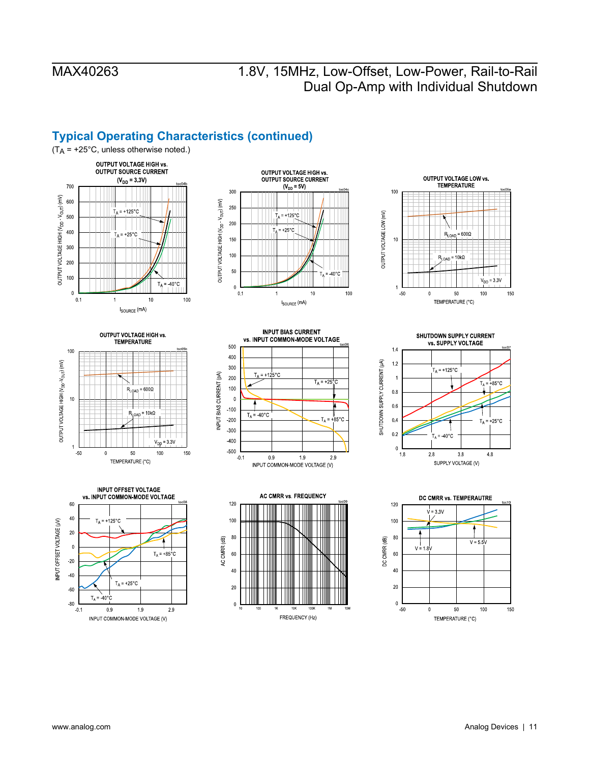## Typical Operating Characteristics (continued)

($T_A$ = +25°C, unless otherwise noted.)

**OUTPUT VOLTAGE HIGH vs. OUTPUT SOURCE CURRENT ($V_{DD}$ = 3.3V)**

**OUTPUT VOLTAGE HIGH vs. OUTPUT SOURCE CURRENT ($V_{DD}$ = 5V)**

**OUTPUT VOLTAGE LOW vs. TEMPERATURE**

**OUTPUT VOLTAGE HIGH vs. TEMPERATURE**

**INPUT BIAS CURRENT vs. INPUT COMMON-MODE VOLTAGE**

**SHUTDOWN SUPPLY CURRENT vs. SUPPLY VOLTAGE**

**INPUT OFFSET VOLTAGE vs. INPUT COMMON-MODE VOLTAGE**

**AC CMRR vs. FREQUENCY**

**DC CMRR vs. TEMPERAUTRE**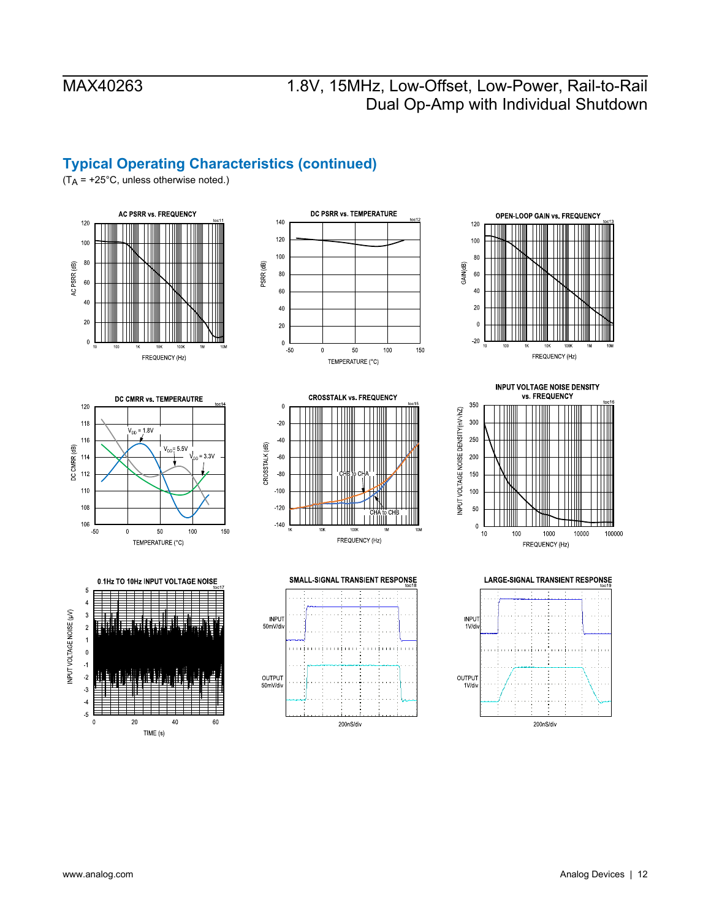## Typical Operating Characteristics (continued)

($T_A$ = +25°C, unless otherwise noted.)

AC PSRR vs. FREQUENCY

DC PSRR vs. TEMPERATURE

OPEN-LOOP GAIN vs. FREQUENCY

DC CMRR vs. TEMPERAUTRE

CROSSTALK vs. FREQUENCY

INPUT VOLTAGE NOISE DENSITY vs. FREQUENCY

0.1Hz TO 10Hz INPUT VOLTAGE NOISE

SMALL-SIGNAL TRANSIENT RESPONSE

LARGE-SIGNAL TRANSIENT RESPONSE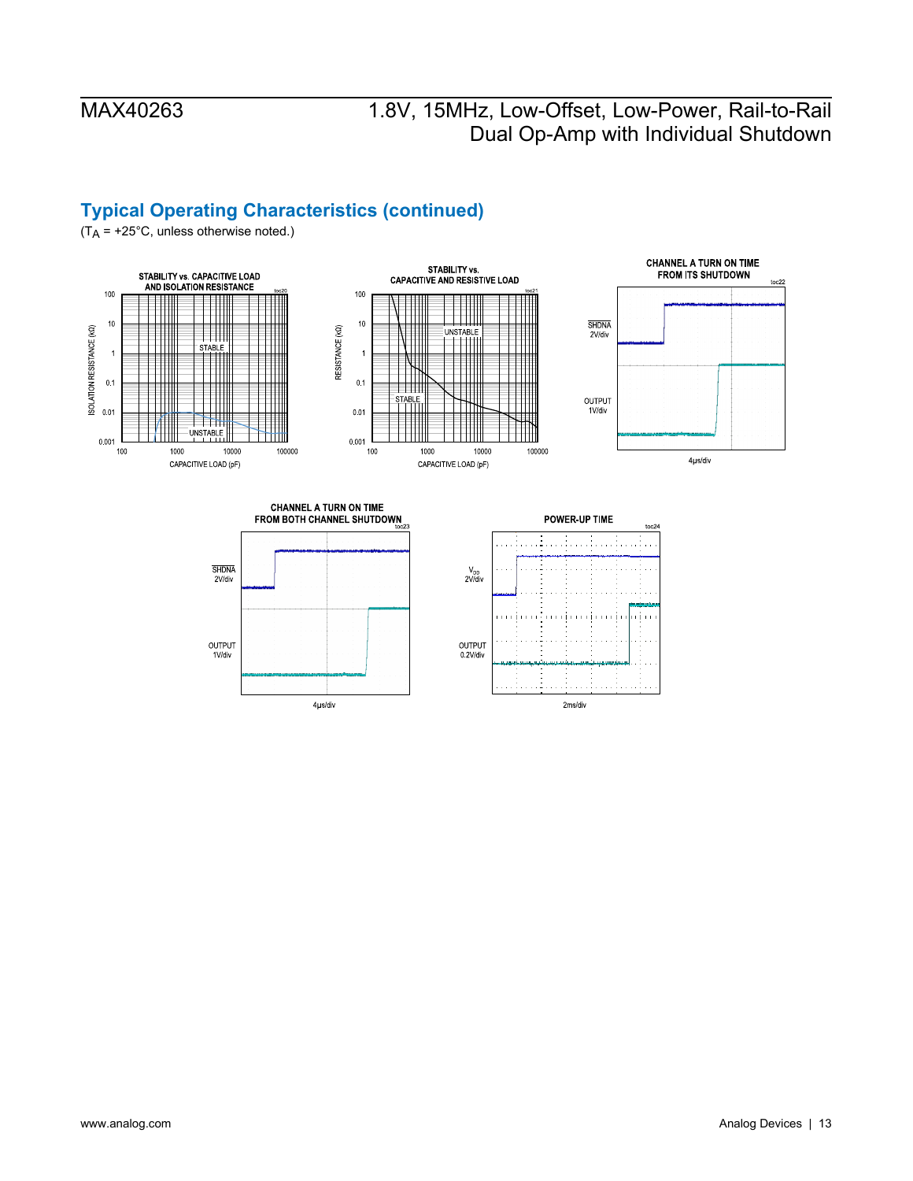## Typical Operating Characteristics (continued)

($T_A$ = +25°C, unless otherwise noted.)

**STABILITY vs. CAPACITIVE LOAD AND ISOLATION RESISTANCE** (toc20)

**STABILITY vs. CAPACITIVE AND RESISTIVE LOAD** (toc21)

**CHANNEL A TURN ON TIME FROM ITS SHUTDOWN** (toc22)

**CHANNEL A TURN ON TIME FROM BOTH CHANNEL SHUTDOWN** (toc23)

**POWER-UP TIME** (toc24)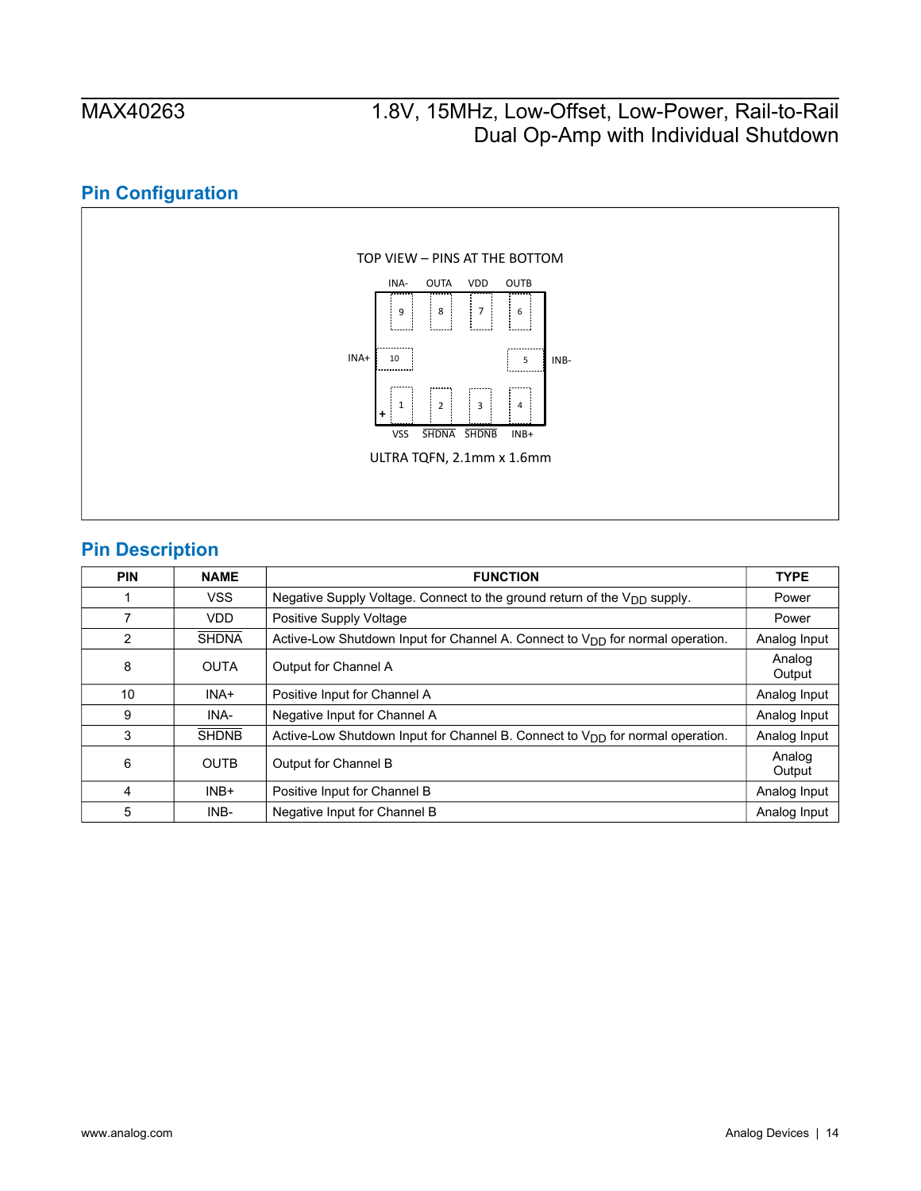## Pin Configuration

TOP VIEW – PINS AT THE BOTTOM

INA- OUTA VDD OUTB

9 8 7 6

INA+ 10 5 INB-

+ 1 2 3 4

VSS $\overline{SHDNA}$ $\overline{SHDNB}$ INB+

ULTRA TQFN, 2.1mm x 1.6mm

## Pin Description

| PIN | NAME | FUNCTION | TYPE |
|---|---|---|---|
| 1 | VSS | Negative Supply Voltage. Connect to the ground return of the $V_{DD}$ supply. | Power |
| 7 | VDD | Positive Supply Voltage | Power |
| 2 | $\overline{SHDNA}$ | Active-Low Shutdown Input for Channel A. Connect to $V_{DD}$ for normal operation. | Analog Input |
| 8 | OUTA | Output for Channel A | Analog Output |
| 10 | INA+ | Positive Input for Channel A | Analog Input |
| 9 | INA- | Negative Input for Channel A | Analog Input |
| 3 | $\overline{SHDNB}$ | Active-Low Shutdown Input for Channel B. Connect to $V_{DD}$ for normal operation. | Analog Input |
| 6 | OUTB | Output for Channel B | Analog Output |
| 4 | INB+ | Positive Input for Channel B | Analog Input |
| 5 | INB- | Negative Input for Channel B | Analog Input |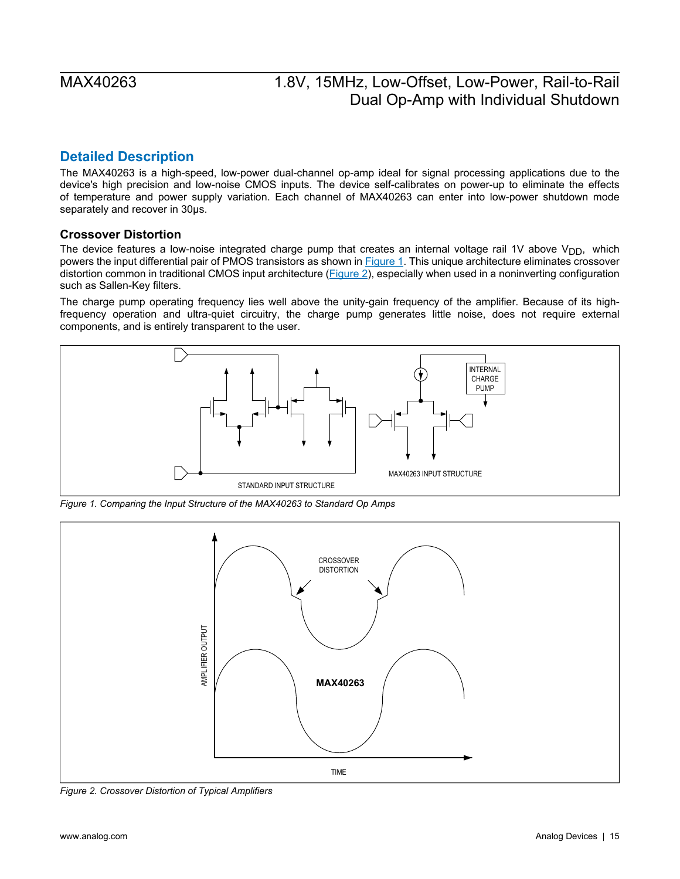## Detailed Description

The MAX40263 is a high-speed, low-power dual-channel op-amp ideal for signal processing applications due to the device's high precision and low-noise CMOS inputs. The device self-calibrates on power-up to eliminate the effects of temperature and power supply variation. Each channel of MAX40263 can enter into low-power shutdown mode separately and recover in 30μs.

### Crossover Distortion

The device features a low-noise integrated charge pump that creates an internal voltage rail 1V above $V_{DD}$, which powers the input differential pair of PMOS transistors as shown in Figure 1. This unique architecture eliminates crossover distortion common in traditional CMOS input architecture (Figure 2), especially when used in a noninverting configuration such as Sallen-Key filters.

The charge pump operating frequency lies well above the unity-gain frequency of the amplifier. Because of its high-frequency operation and ultra-quiet circuitry, the charge pump generates little noise, does not require external components, and is entirely transparent to the user.

*Figure 1. Comparing the Input Structure of the MAX40263 to Standard Op Amps*

*Figure 2. Crossover Distortion of Typical Amplifiers*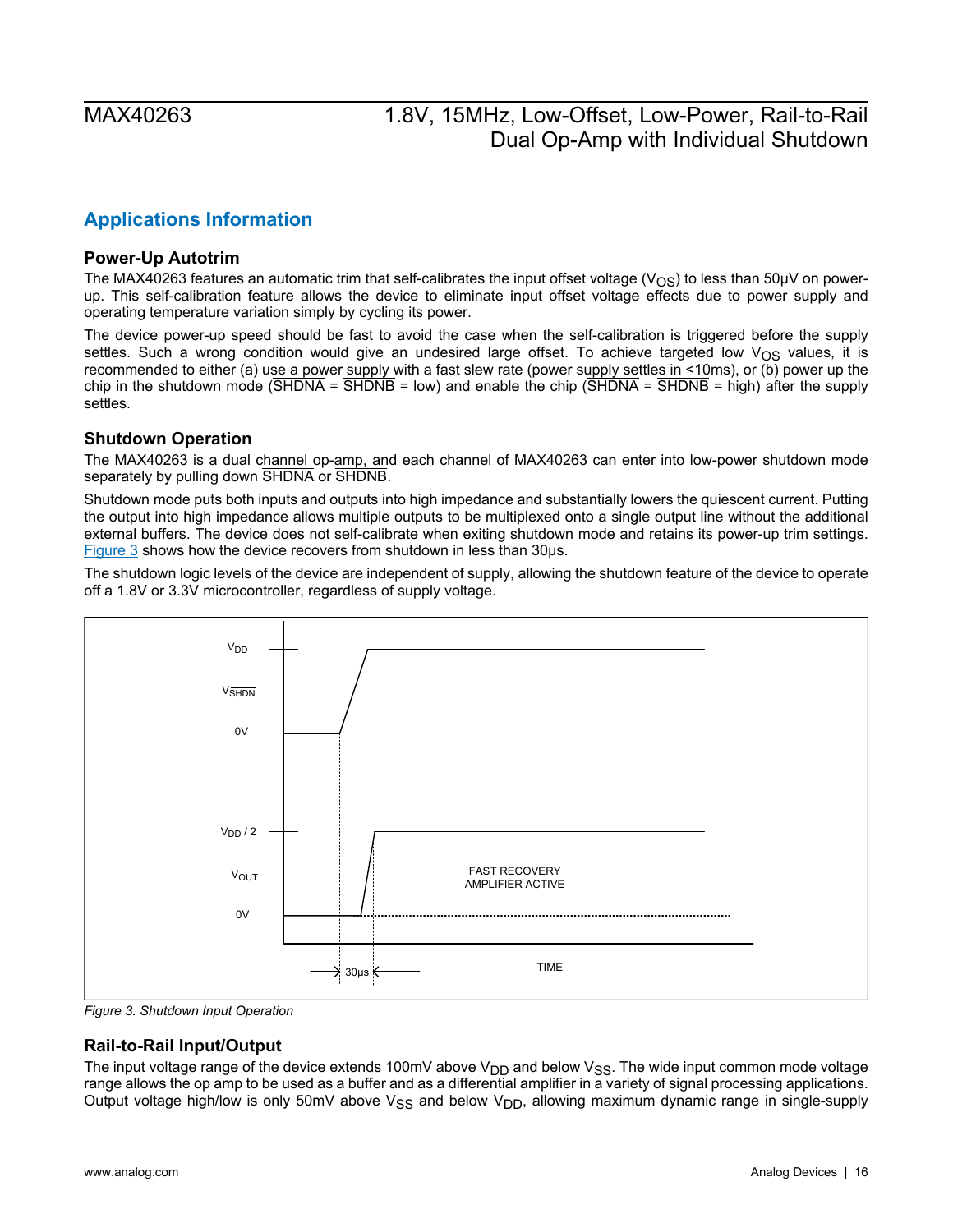## Applications Information

### Power-Up Autotrim

The MAX40263 features an automatic trim that self-calibrates the input offset voltage ($V_{OS}$) to less than 50μV on power-up. This self-calibration feature allows the device to eliminate input offset voltage effects due to power supply and operating temperature variation simply by cycling its power.

The device power-up speed should be fast to avoid the case when the self-calibration is triggered before the supply settles. Such a wrong condition would give an undesired large offset. To achieve targeted low $V_{OS}$ values, it is recommended to either (a) use a power supply with a fast slew rate (power supply settles in <10ms), or (b) power up the chip in the shutdown mode ($\overline{SHDNA}$ = $\overline{SHDNB}$ = low) and enable the chip ($\overline{SHDNA}$ = $\overline{SHDNB}$ = high) after the supply settles.

### Shutdown Operation

The MAX40263 is a dual channel op-amp, and each channel of MAX40263 can enter into low-power shutdown mode separately by pulling down $\overline{SHDNA}$ or $\overline{SHDNB}$.

Shutdown mode puts both inputs and outputs into high impedance and substantially lowers the quiescent current. Putting the output into high impedance allows multiple outputs to be multiplexed onto a single output line without the additional external buffers. The device does not self-calibrate when exiting shutdown mode and retains its power-up trim settings. Figure 3 shows how the device recovers from shutdown in less than 30μs.

The shutdown logic levels of the device are independent of supply, allowing the shutdown feature of the device to operate off a 1.8V or 3.3V microcontroller, regardless of supply voltage.

*Figure 3. Shutdown Input Operation*

### Rail-to-Rail Input/Output

The input voltage range of the device extends 100mV above $V_{DD}$ and below $V_{SS}$. The wide input common mode voltage range allows the op amp to be used as a buffer and as a differential amplifier in a variety of signal processing applications. Output voltage high/low is only 50mV above $V_{SS}$ and below $V_{DD}$, allowing maximum dynamic range in single-supply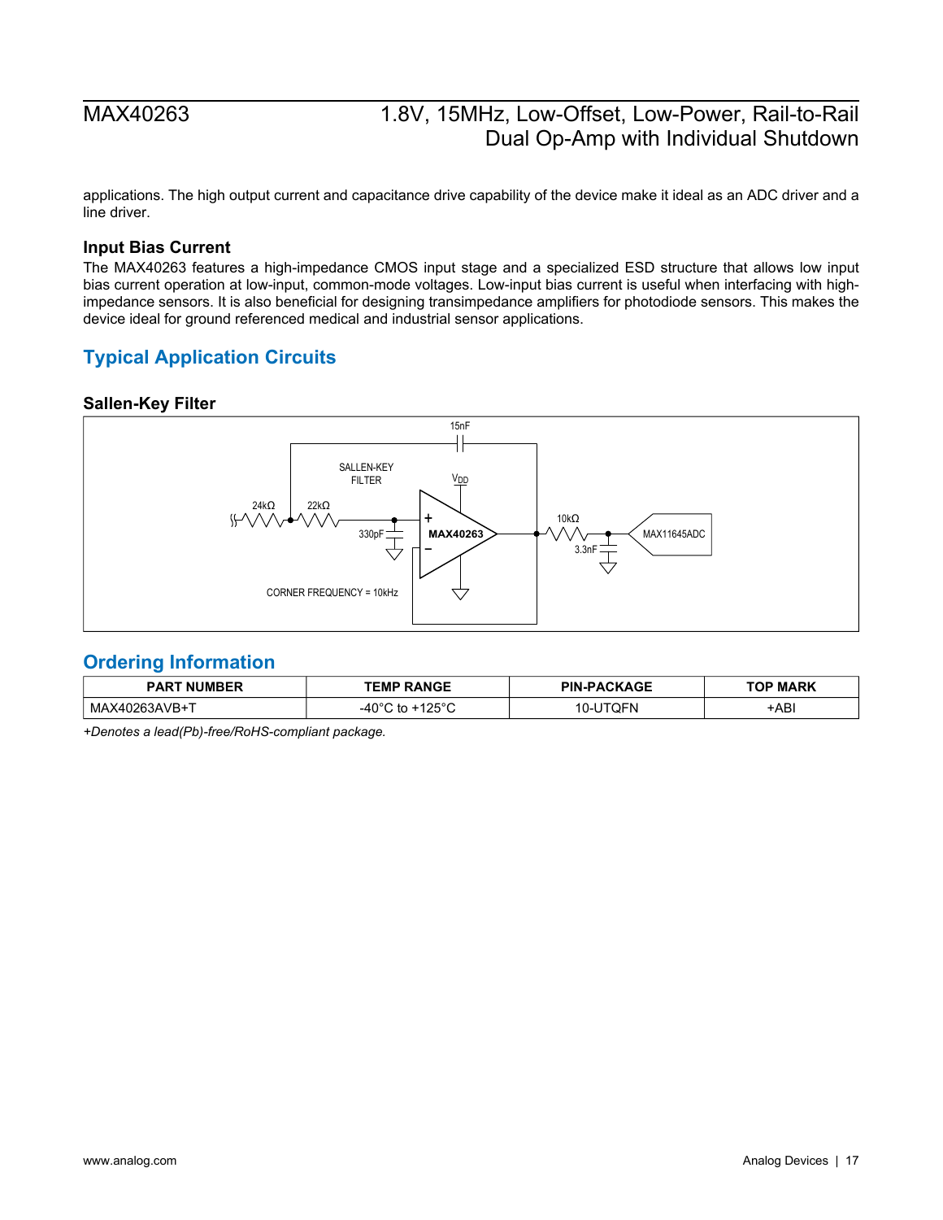applications. The high output current and capacitance drive capability of the device make it ideal as an ADC driver and a line driver.

### Input Bias Current

The MAX40263 features a high-impedance CMOS input stage and a specialized ESD structure that allows low input bias current operation at low-input, common-mode voltages. Low-input bias current is useful when interfacing with high-impedance sensors. It is also beneficial for designing transimpedance amplifiers for photodiode sensors. This makes the device ideal for ground referenced medical and industrial sensor applications.

## Typical Application Circuits

### Sallen-Key Filter

15nF

SALLEN-KEY FILTER

$V_{DD}$

24kΩ 22kΩ

330pF

MAX40263

10kΩ

3.3nF

MAX11645ADC

CORNER FREQUENCY = 10kHz

## Ordering Information

| PART NUMBER | TEMP RANGE | PIN-PACKAGE | TOP MARK |
| --- | --- | --- | --- |
| MAX40263AVB+T | -40°C to +125°C | 10-UTQFN | +ABI |

*+Denotes a lead(Pb)-free/RoHS-compliant package.*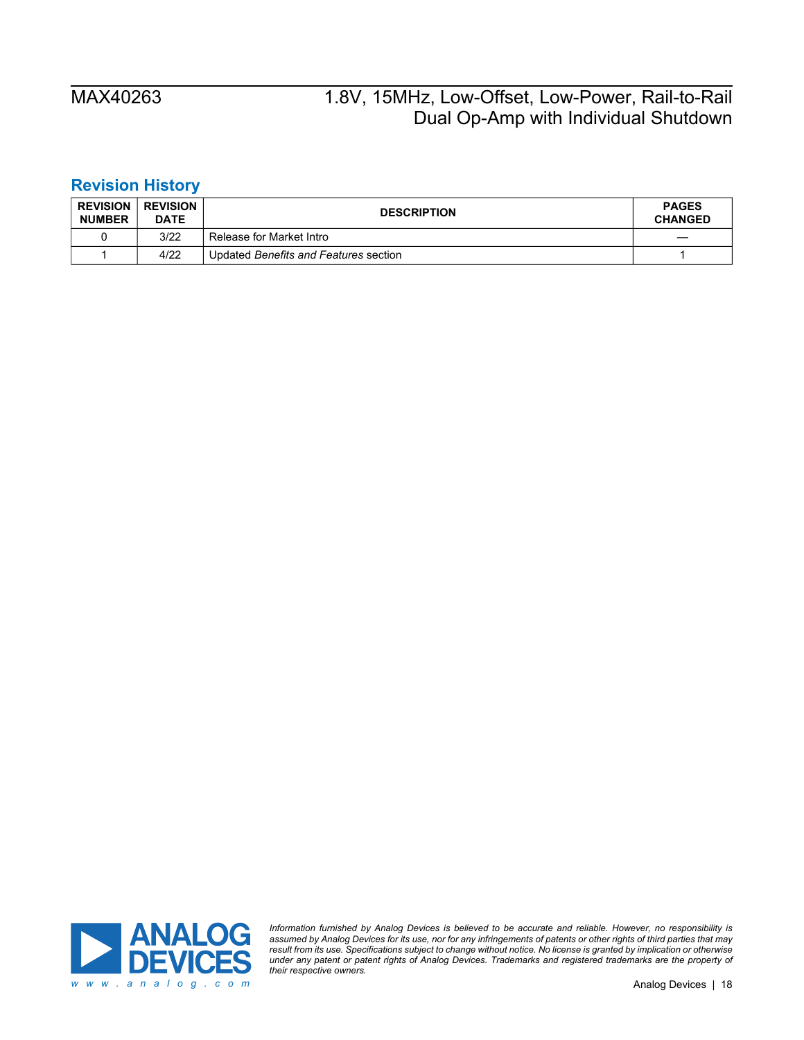## Revision History

| REVISION NUMBER | REVISION DATE | DESCRIPTION | PAGES CHANGED |
|---|---|---|---|
| 0 | 3/22 | Release for Market Intro | — |
| 1 | 4/22 | Updated *Benefits and Features* section | 1 |

*Information furnished by Analog Devices is believed to be accurate and reliable. However, no responsibility is assumed by Analog Devices for its use, nor for any infringements of patents or other rights of third parties that may result from its use. Specifications subject to change without notice. No license is granted by implication or otherwise under any patent or patent rights of Analog Devices. Trademarks and registered trademarks are the property of their respective owners.*